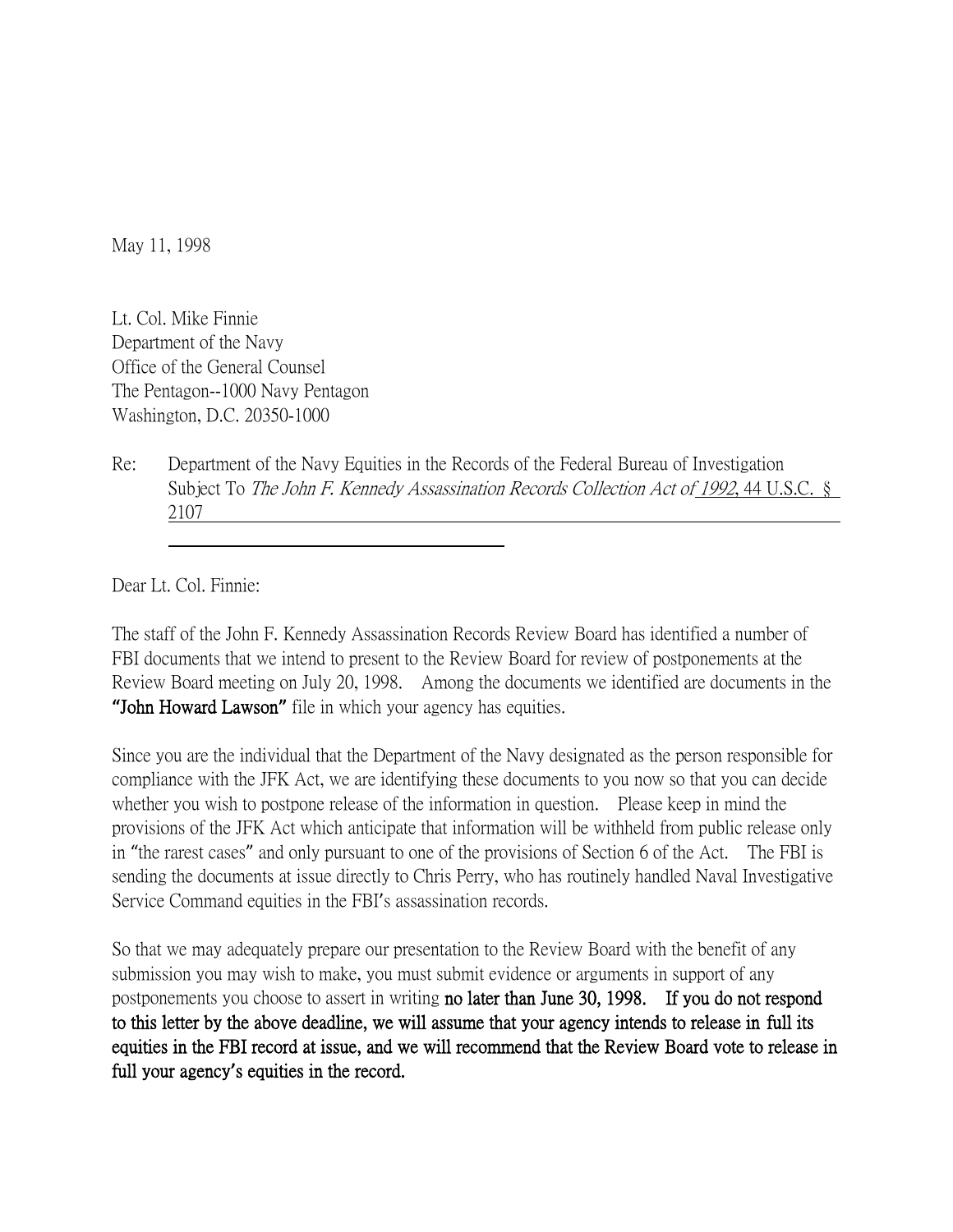May 11, 1998

Lt. Col. Mike Finnie
Department of the Navy
Office of the General Counsel
The Pentagon--1000 Navy Pentagon
Washington, D.C. 20350-1000

Re: Department of the Navy Equities in the Records of the Federal Bureau of Investigation Subject To *The John F. Kennedy Assassination Records Collection Act of 1992*, 44 U.S.C. § 2107

Dear Lt. Col. Finnie:

The staff of the John F. Kennedy Assassination Records Review Board has identified a number of FBI documents that we intend to present to the Review Board for review of postponements at the Review Board meeting on July 20, 1998. Among the documents we identified are documents in the **"John Howard Lawson"** file in which your agency has equities.

Since you are the individual that the Department of the Navy designated as the person responsible for compliance with the JFK Act, we are identifying these documents to you now so that you can decide whether you wish to postpone release of the information in question. Please keep in mind the provisions of the JFK Act which anticipate that information will be withheld from public release only in "the rarest cases" and only pursuant to one of the provisions of Section 6 of the Act. The FBI is sending the documents at issue directly to Chris Perry, who has routinely handled Naval Investigative Service Command equities in the FBI's assassination records.

So that we may adequately prepare our presentation to the Review Board with the benefit of any submission you may wish to make, you must submit evidence or arguments in support of any postponements you choose to assert in writing **no later than June 30, 1998. If you do not respond to this letter by the above deadline, we will assume that your agency intends to release in full its equities in the FBI record at issue, and we will recommend that the Review Board vote to release in full your agency's equities in the record.**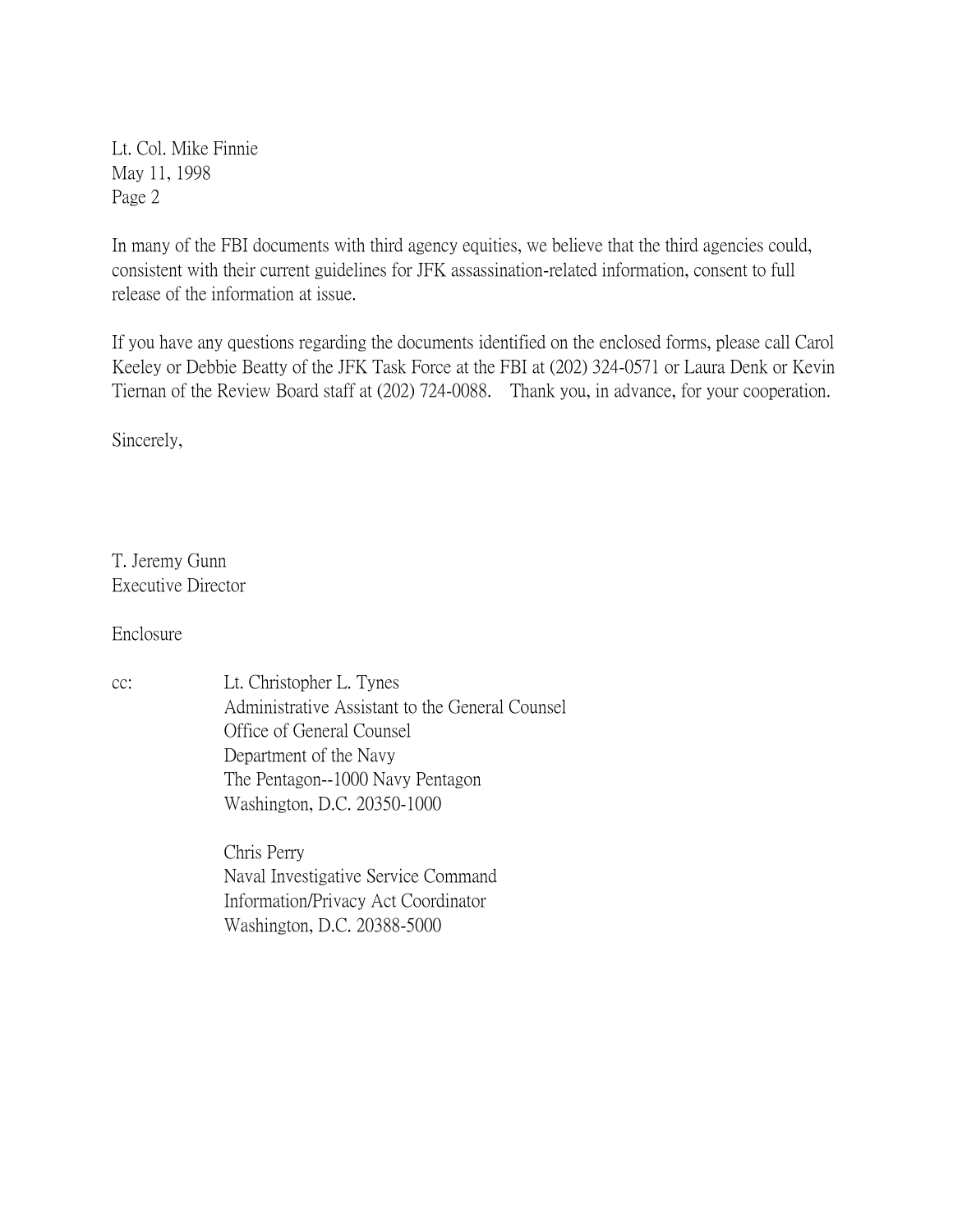Lt. Col. Mike Finnie
May 11, 1998
Page 2

In many of the FBI documents with third agency equities, we believe that the third agencies could, consistent with their current guidelines for JFK assassination-related information, consent to full release of the information at issue.

If you have any questions regarding the documents identified on the enclosed forms, please call Carol Keeley or Debbie Beatty of the JFK Task Force at the FBI at (202) 324-0571 or Laura Denk or Kevin Tiernan of the Review Board staff at (202) 724-0088. Thank you, in advance, for your cooperation.

Sincerely,

T. Jeremy Gunn
Executive Director

Enclosure

cc: Lt. Christopher L. Tynes
Administrative Assistant to the General Counsel
Office of General Counsel
Department of the Navy
The Pentagon--1000 Navy Pentagon
Washington, D.C. 20350-1000

Chris Perry
Naval Investigative Service Command
Information/Privacy Act Coordinator
Washington, D.C. 20388-5000